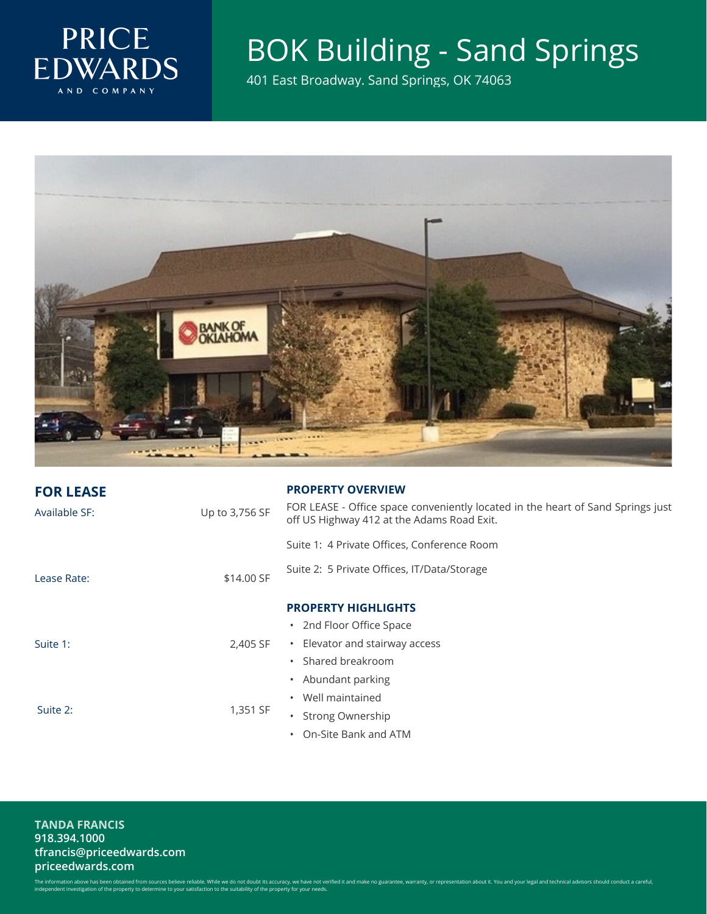PRICE EDWARDS AND COMPANY

# BOK Building - Sand Springs

401 East Broadway. Sand Springs, OK 74063

## FOR LEASE

| | |
|---|---|
| Available SF: | Up to 3,756 SF |
| Lease Rate: | $14.00 SF |
| Suite 1: | 2,405 SF |
| Suite 2: | 1,351 SF |

## PROPERTY OVERVIEW

FOR LEASE - Office space conveniently located in the heart of Sand Springs just off US Highway 412 at the Adams Road Exit.

Suite 1: 4 Private Offices, Conference Room

Suite 2: 5 Private Offices, IT/Data/Storage

## PROPERTY HIGHLIGHTS

- 2nd Floor Office Space
- Elevator and stairway access
- Shared breakroom
- Abundant parking
- Well maintained
- Strong Ownership
- On-Site Bank and ATM

**TANDA FRANCIS**
**918.394.1000**
**tfrancis@priceedwards.com**
**priceedwards.com**

The information above has been obtained from sources believe reliable. While we do not doubt its accuracy, we have not verified it and make no guarantee, warranty, or representation about it. You and your legal and technical advisors should conduct a careful, independent investigation of the property to determine to your satisfaction to the suitability of the property for your needs.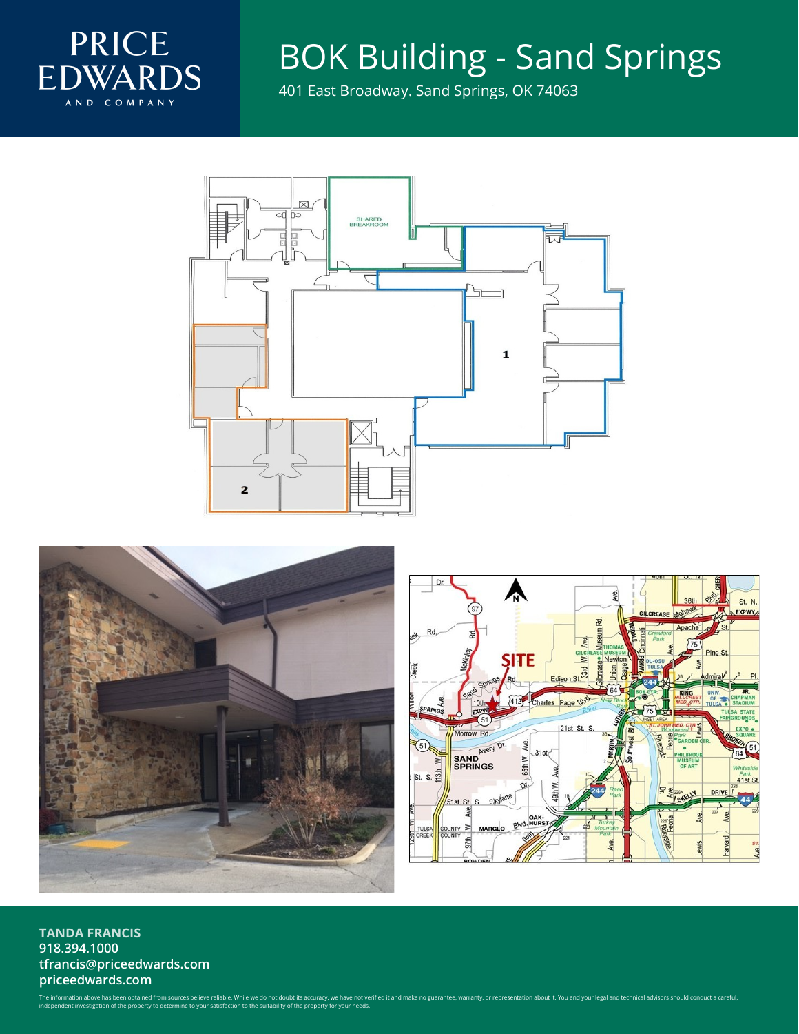PRICE EDWARDS AND COMPANY

# BOK Building - Sand Springs

401 East Broadway. Sand Springs, OK 74063

**TANDA FRANCIS**
**918.394.1000**
**tfrancis@priceedwards.com**
**priceedwards.com**

The information above has been obtained from sources believe reliable. While we do not doubt its accuracy, we have not verified it and make no guarantee, warranty, or representation about it. You and your legal and technical advisors should conduct a careful, independent investigation of the property to determine to your satisfaction to the suitability of the property for your needs.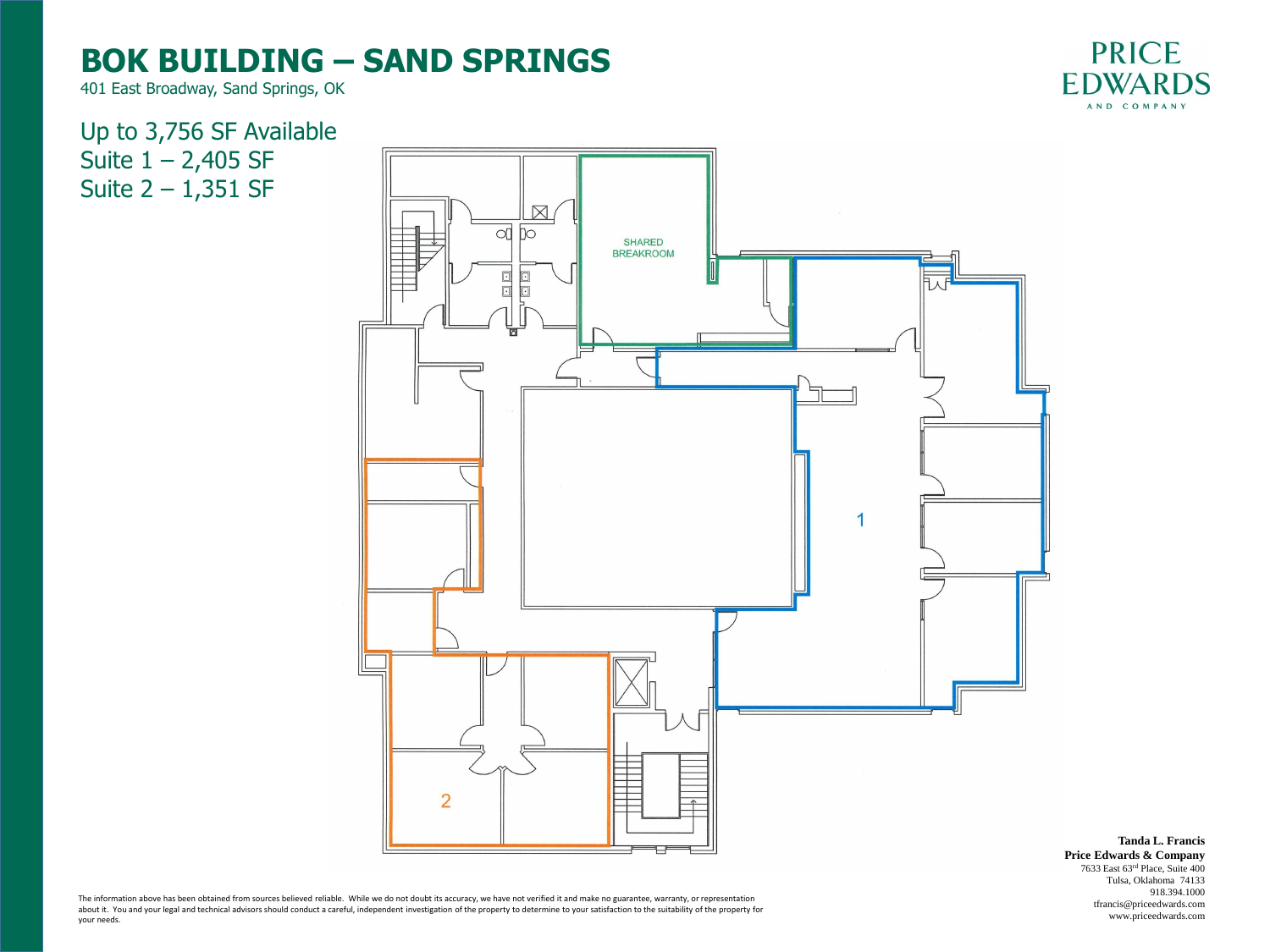# BOK BUILDING – SAND SPRINGS

401 East Broadway, Sand Springs, OK

PRICE EDWARDS AND COMPANY

Up to 3,756 SF Available
Suite 1 – 2,405 SF
Suite 2 – 1,351 SF

SHARED BREAKROOM

1

2

**Tanda L. Francis**
**Price Edwards & Company**
7633 East 63rd Place, Suite 400
Tulsa, Oklahoma 74133
918.394.1000
tfrancis@priceedwards.com
www.priceedwards.com

The information above has been obtained from sources believed reliable. While we do not doubt its accuracy, we have not verified it and make no guarantee, warranty, or representation about it. You and your legal and technical advisors should conduct a careful, independent investigation of the property to determine to your satisfaction to the suitability of the property for your needs.